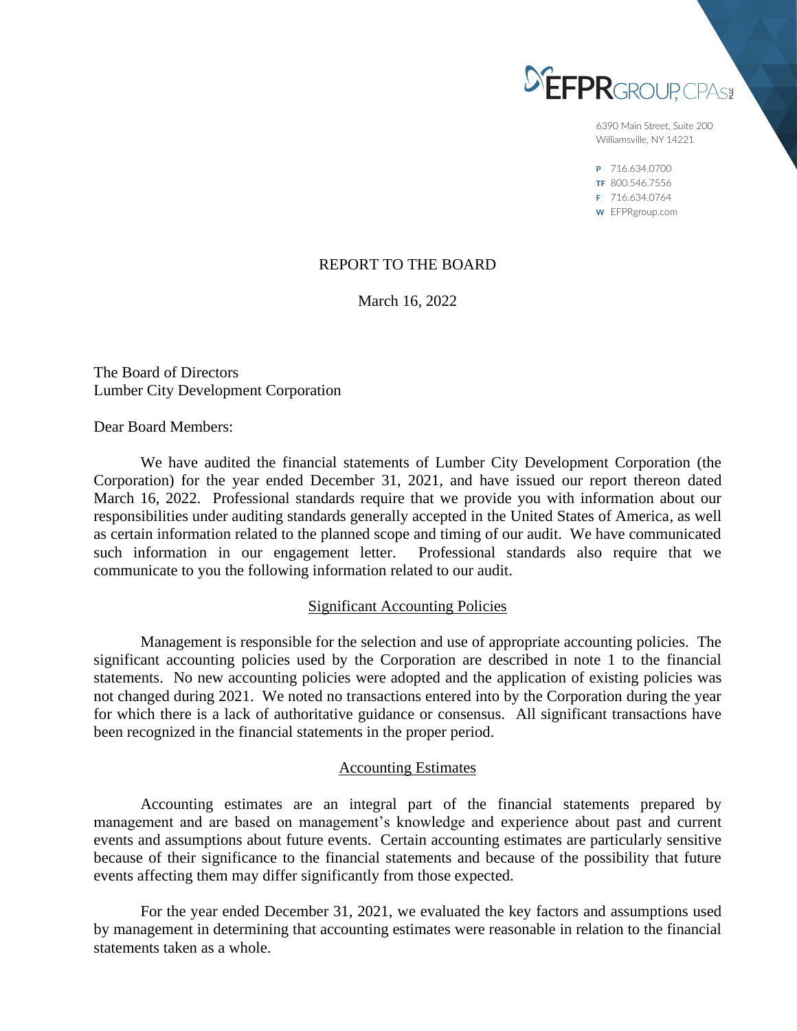EFPR GROUP, CPAs PLLC

6390 Main Street, Suite 200
Williamsville, NY 14221

P 716.634.0700
TF 800.546.7556
F 716.634.0764
W EFPRgroup.com

REPORT TO THE BOARD

March 16, 2022

The Board of Directors
Lumber City Development Corporation

Dear Board Members:

We have audited the financial statements of Lumber City Development Corporation (the Corporation) for the year ended December 31, 2021, and have issued our report thereon dated March 16, 2022. Professional standards require that we provide you with information about our responsibilities under auditing standards generally accepted in the United States of America, as well as certain information related to the planned scope and timing of our audit. We have communicated such information in our engagement letter. Professional standards also require that we communicate to you the following information related to our audit.

## Significant Accounting Policies

Management is responsible for the selection and use of appropriate accounting policies. The significant accounting policies used by the Corporation are described in note 1 to the financial statements. No new accounting policies were adopted and the application of existing policies was not changed during 2021. We noted no transactions entered into by the Corporation during the year for which there is a lack of authoritative guidance or consensus. All significant transactions have been recognized in the financial statements in the proper period.

## Accounting Estimates

Accounting estimates are an integral part of the financial statements prepared by management and are based on management's knowledge and experience about past and current events and assumptions about future events. Certain accounting estimates are particularly sensitive because of their significance to the financial statements and because of the possibility that future events affecting them may differ significantly from those expected.

For the year ended December 31, 2021, we evaluated the key factors and assumptions used by management in determining that accounting estimates were reasonable in relation to the financial statements taken as a whole.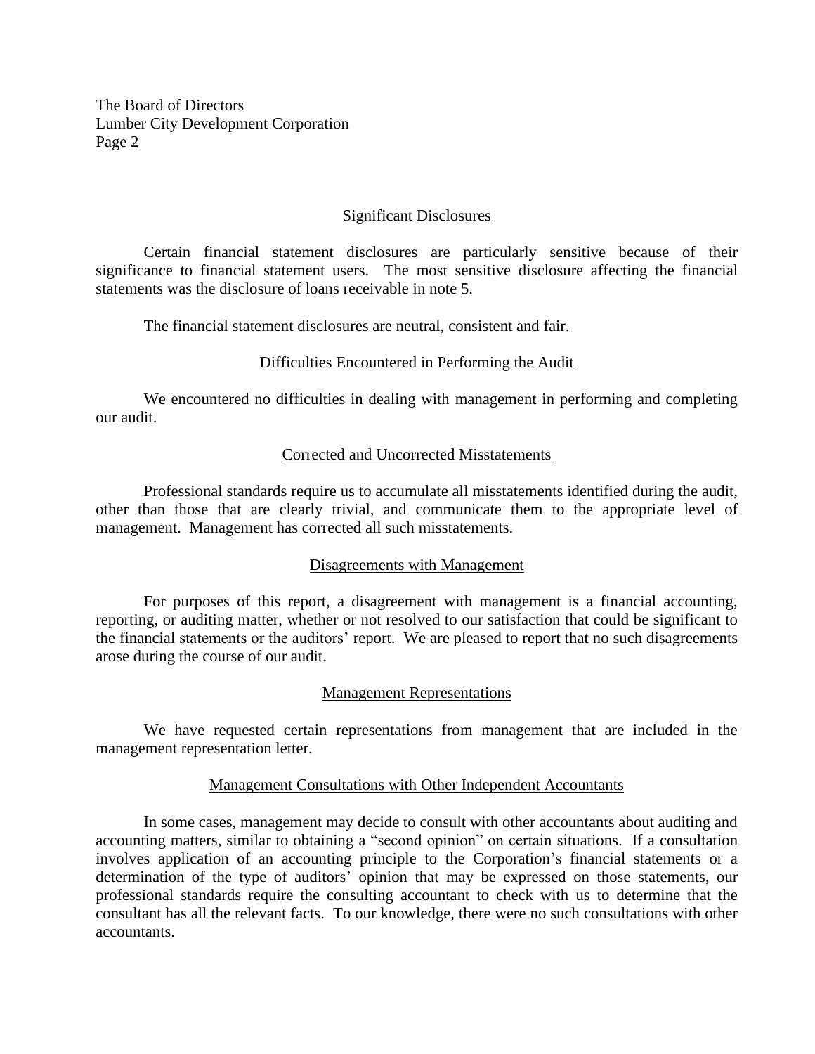## Significant Disclosures

Certain financial statement disclosures are particularly sensitive because of their significance to financial statement users. The most sensitive disclosure affecting the financial statements was the disclosure of loans receivable in note 5.

The financial statement disclosures are neutral, consistent and fair.

## Difficulties Encountered in Performing the Audit

We encountered no difficulties in dealing with management in performing and completing our audit.

## Corrected and Uncorrected Misstatements

Professional standards require us to accumulate all misstatements identified during the audit, other than those that are clearly trivial, and communicate them to the appropriate level of management. Management has corrected all such misstatements.

## Disagreements with Management

For purposes of this report, a disagreement with management is a financial accounting, reporting, or auditing matter, whether or not resolved to our satisfaction that could be significant to the financial statements or the auditors' report. We are pleased to report that no such disagreements arose during the course of our audit.

## Management Representations

We have requested certain representations from management that are included in the management representation letter.

## Management Consultations with Other Independent Accountants

In some cases, management may decide to consult with other accountants about auditing and accounting matters, similar to obtaining a "second opinion" on certain situations. If a consultation involves application of an accounting principle to the Corporation's financial statements or a determination of the type of auditors' opinion that may be expressed on those statements, our professional standards require the consulting accountant to check with us to determine that the consultant has all the relevant facts. To our knowledge, there were no such consultations with other accountants.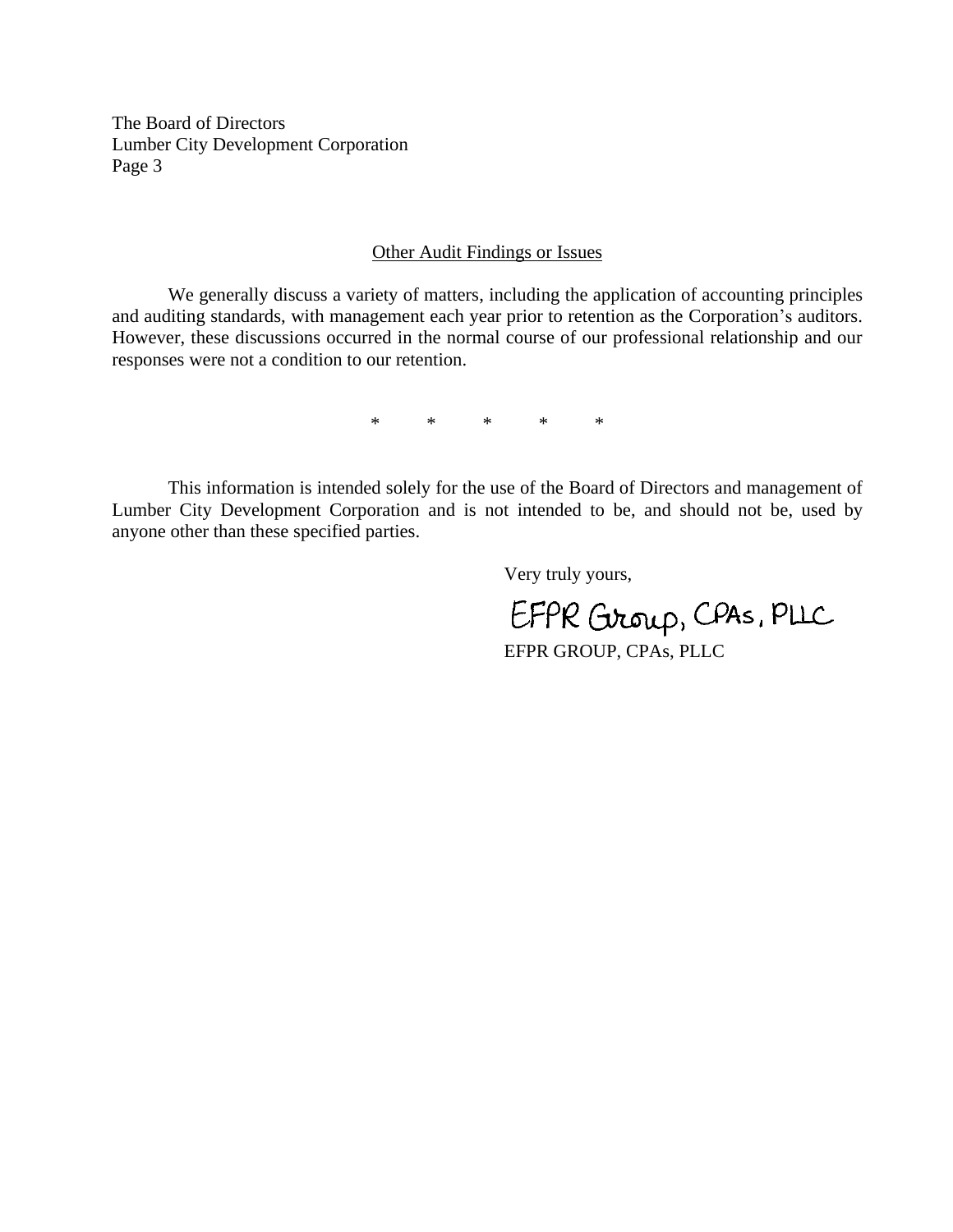The Board of Directors
Lumber City Development Corporation
Page 3

## Other Audit Findings or Issues

We generally discuss a variety of matters, including the application of accounting principles and auditing standards, with management each year prior to retention as the Corporation's auditors. However, these discussions occurred in the normal course of our professional relationship and our responses were not a condition to our retention.

\* \* \* \* \*

This information is intended solely for the use of the Board of Directors and management of Lumber City Development Corporation and is not intended to be, and should not be, used by anyone other than these specified parties.

Very truly yours,

EFPR Group, CPAs, PLLC

EFPR GROUP, CPAs, PLLC